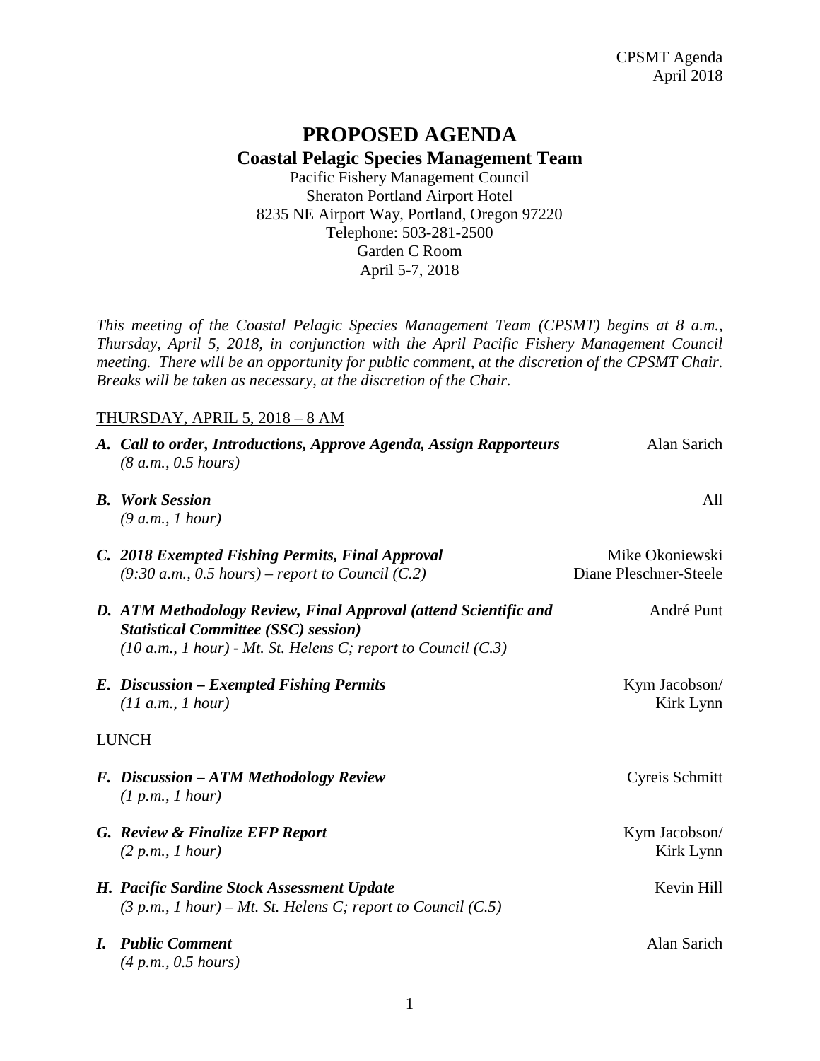# PROPOSED AGENDA

## Coastal Pelagic Species Management Team

Pacific Fishery Management Council
Sheraton Portland Airport Hotel
8235 NE Airport Way, Portland, Oregon 97220
Telephone: 503-281-2500
Garden C Room
April 5-7, 2018

*This meeting of the Coastal Pelagic Species Management Team (CPSMT) begins at 8 a.m., Thursday, April 5, 2018, in conjunction with the April Pacific Fishery Management Council meeting. There will be an opportunity for public comment, at the discretion of the CPSMT Chair. Breaks will be taken as necessary, at the discretion of the Chair.*

THURSDAY, APRIL 5, 2018 – 8 AM

**A. Call to order, Introductions, Approve Agenda, Assign Rapporteurs** — Alan Sarich
*(8 a.m., 0.5 hours)*

**B. Work Session** — All
*(9 a.m., 1 hour)*

**C. 2018 Exempted Fishing Permits, Final Approval** — Mike Okoniewski, Diane Pleschner-Steele
*(9:30 a.m., 0.5 hours) – report to Council (C.2)*

**D. ATM Methodology Review, Final Approval (attend Scientific and Statistical Committee (SSC) session)** — André Punt
*(10 a.m., 1 hour) - Mt. St. Helens C; report to Council (C.3)*

**E. Discussion – Exempted Fishing Permits** — Kym Jacobson/ Kirk Lynn
*(11 a.m., 1 hour)*

LUNCH

**F. Discussion – ATM Methodology Review** — Cyreis Schmitt
*(1 p.m., 1 hour)*

**G. Review & Finalize EFP Report** — Kym Jacobson/ Kirk Lynn
*(2 p.m., 1 hour)*

**H. Pacific Sardine Stock Assessment Update** — Kevin Hill
*(3 p.m., 1 hour) – Mt. St. Helens C; report to Council (C.5)*

**I. Public Comment** — Alan Sarich
*(4 p.m., 0.5 hours)*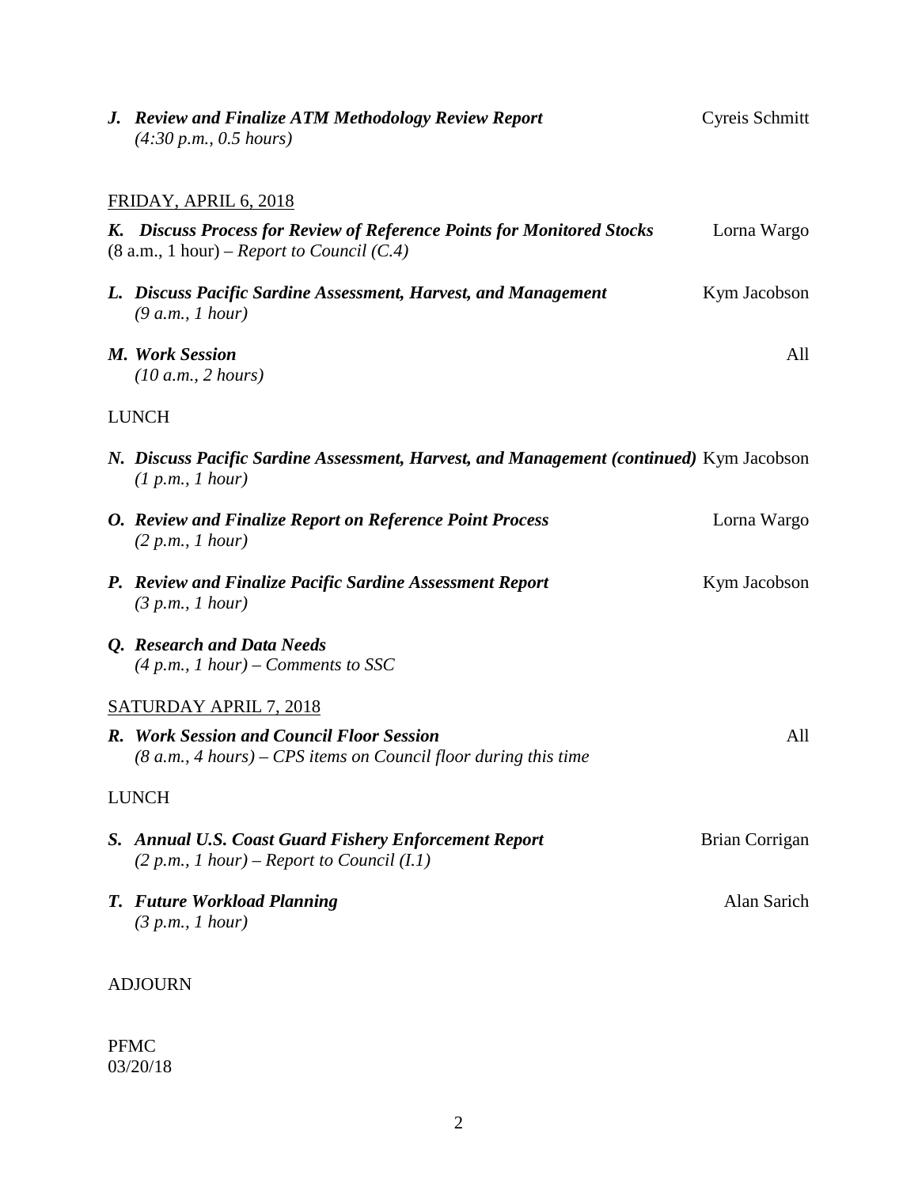***J. Review and Finalize ATM Methodology Review Report*** — Cyreis Schmitt
*(4:30 p.m., 0.5 hours)*

FRIDAY, APRIL 6, 2018

***K. Discuss Process for Review of Reference Points for Monitored Stocks*** — Lorna Wargo
(8 a.m., 1 hour) – *Report to Council (C.4)*

***L. Discuss Pacific Sardine Assessment, Harvest, and Management*** — Kym Jacobson
*(9 a.m., 1 hour)*

***M. Work Session*** — All
*(10 a.m., 2 hours)*

LUNCH

***N. Discuss Pacific Sardine Assessment, Harvest, and Management (continued)*** — Kym Jacobson
*(1 p.m., 1 hour)*

***O. Review and Finalize Report on Reference Point Process*** — Lorna Wargo
*(2 p.m., 1 hour)*

***P. Review and Finalize Pacific Sardine Assessment Report*** — Kym Jacobson
*(3 p.m., 1 hour)*

***Q. Research and Data Needs***
*(4 p.m., 1 hour) – Comments to SSC*

SATURDAY APRIL 7, 2018

***R. Work Session and Council Floor Session*** — All
*(8 a.m., 4 hours) – CPS items on Council floor during this time*

LUNCH

***S. Annual U.S. Coast Guard Fishery Enforcement Report*** — Brian Corrigan
*(2 p.m., 1 hour) – Report to Council (I.1)*

***T. Future Workload Planning*** — Alan Sarich
*(3 p.m., 1 hour)*

ADJOURN

PFMC
03/20/18